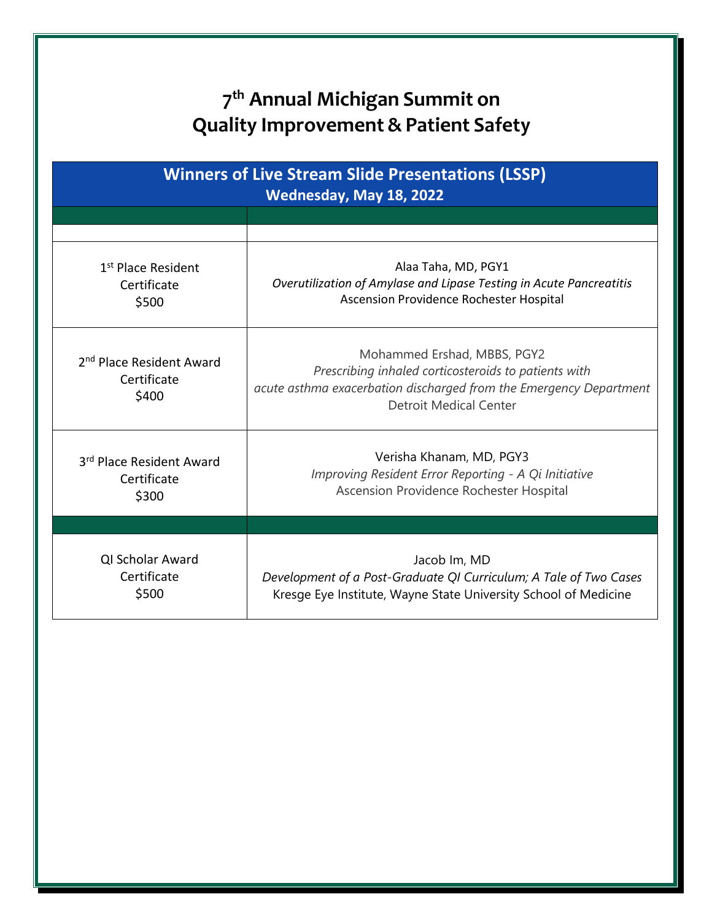# 7th Annual Michigan Summit on Quality Improvement & Patient Safety

| Winners of Live Stream Slide Presentations (LSSP) Wednesday, May 18, 2022 | |
|---|---|
| | |
| | |
| 1st Place Resident<br>Certificate<br>$500 | Alaa Taha, MD, PGY1<br>*Overutilization of Amylase and Lipase Testing in Acute Pancreatitis*<br>Ascension Providence Rochester Hospital |
| 2nd Place Resident Award<br>Certificate<br>$400 | Mohammed Ershad, MBBS, PGY2<br>*Prescribing inhaled corticosteroids to patients with acute asthma exacerbation discharged from the Emergency Department*<br>Detroit Medical Center |
| 3rd Place Resident Award<br>Certificate<br>$300 | Verisha Khanam, MD, PGY3<br>*Improving Resident Error Reporting - A Qi Initiative*<br>Ascension Providence Rochester Hospital |
| | |
| QI Scholar Award<br>Certificate<br>$500 | Jacob Im, MD<br>*Development of a Post-Graduate QI Curriculum; A Tale of Two Cases*<br>Kresge Eye Institute, Wayne State University School of Medicine |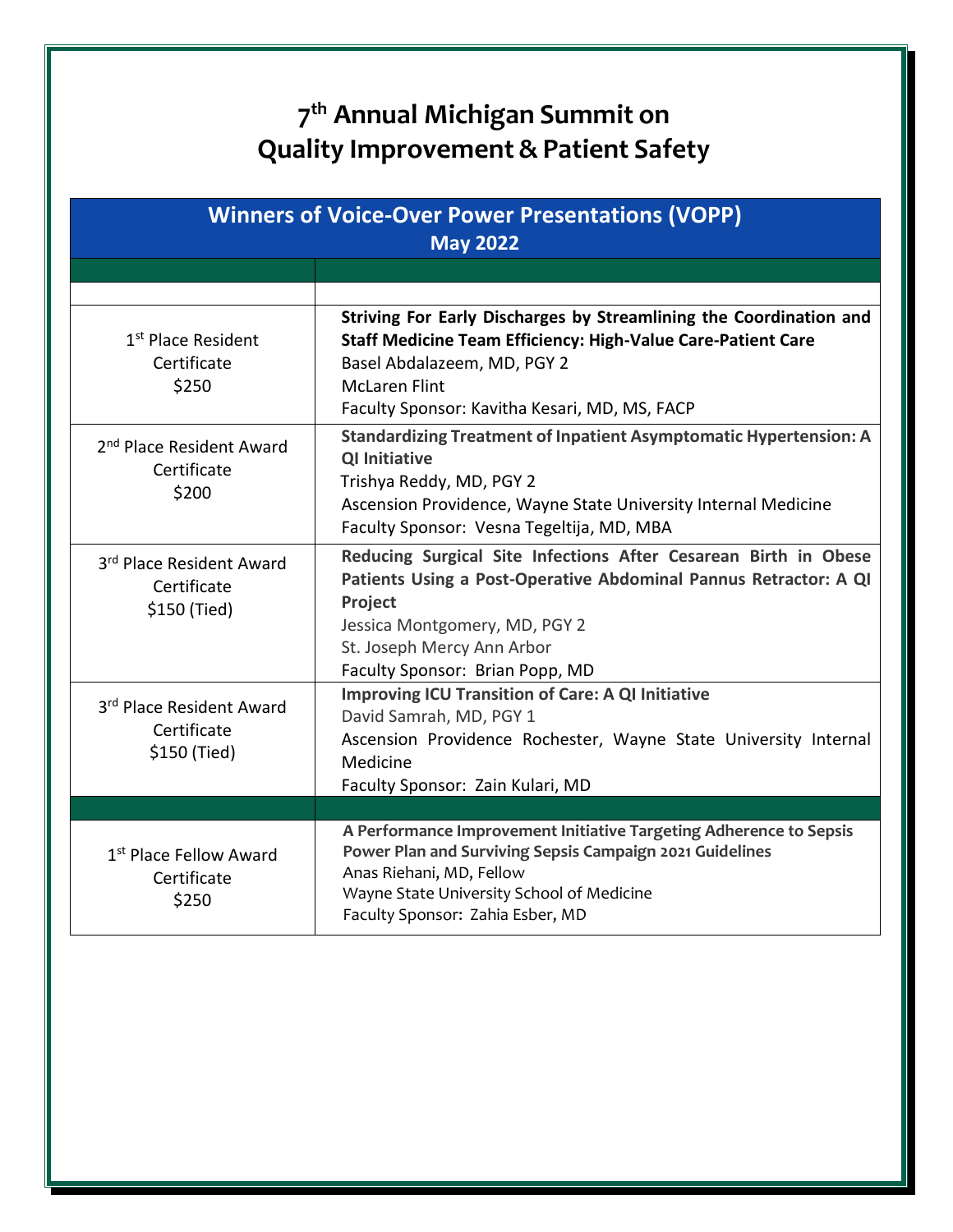# 7th Annual Michigan Summit on Quality Improvement & Patient Safety

## Winners of Voice-Over Power Presentations (VOPP)
### May 2022

| | |
|---|---|
| | |
| 1st Place Resident<br>Certificate<br>$250 | **Striving For Early Discharges by Streamlining the Coordination and Staff Medicine Team Efficiency: High-Value Care-Patient Care**<br>Basel Abdalazeem, MD, PGY 2<br>McLaren Flint<br>Faculty Sponsor: Kavitha Kesari, MD, MS, FACP |
| 2nd Place Resident Award<br>Certificate<br>$200 | **Standardizing Treatment of Inpatient Asymptomatic Hypertension: A QI Initiative**<br>Trishya Reddy, MD, PGY 2<br>Ascension Providence, Wayne State University Internal Medicine<br>Faculty Sponsor: Vesna Tegeltija, MD, MBA |
| 3rd Place Resident Award<br>Certificate<br>$150 (Tied) | **Reducing Surgical Site Infections After Cesarean Birth in Obese Patients Using a Post-Operative Abdominal Pannus Retractor: A QI Project**<br>Jessica Montgomery, MD, PGY 2<br>St. Joseph Mercy Ann Arbor<br>Faculty Sponsor: Brian Popp, MD |
| 3rd Place Resident Award<br>Certificate<br>$150 (Tied) | **Improving ICU Transition of Care: A QI Initiative**<br>David Samrah, MD, PGY 1<br>Ascension Providence Rochester, Wayne State University Internal Medicine<br>Faculty Sponsor: Zain Kulari, MD |
| | |
| 1st Place Fellow Award<br>Certificate<br>$250 | **A Performance Improvement Initiative Targeting Adherence to Sepsis Power Plan and Surviving Sepsis Campaign 2021 Guidelines**<br>Anas Riehani, MD, Fellow<br>Wayne State University School of Medicine<br>Faculty Sponsor: Zahia Esber, MD |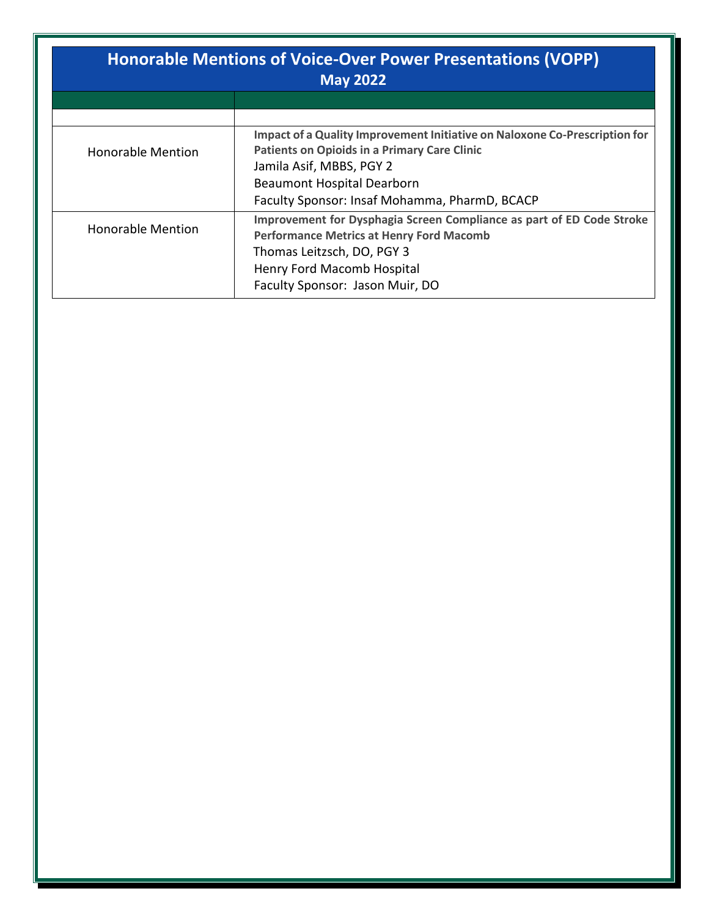# Honorable Mentions of Voice-Over Power Presentations (VOPP)

## May 2022

| | |
|---|---|
| | |
| Honorable Mention | **Impact of a Quality Improvement Initiative on Naloxone Co-Prescription for Patients on Opioids in a Primary Care Clinic**<br>Jamila Asif, MBBS, PGY 2<br>Beaumont Hospital Dearborn<br>Faculty Sponsor: Insaf Mohamma, PharmD, BCACP |
| Honorable Mention | **Improvement for Dysphagia Screen Compliance as part of ED Code Stroke Performance Metrics at Henry Ford Macomb**<br>Thomas Leitzsch, DO, PGY 3<br>Henry Ford Macomb Hospital<br>Faculty Sponsor: Jason Muir, DO |